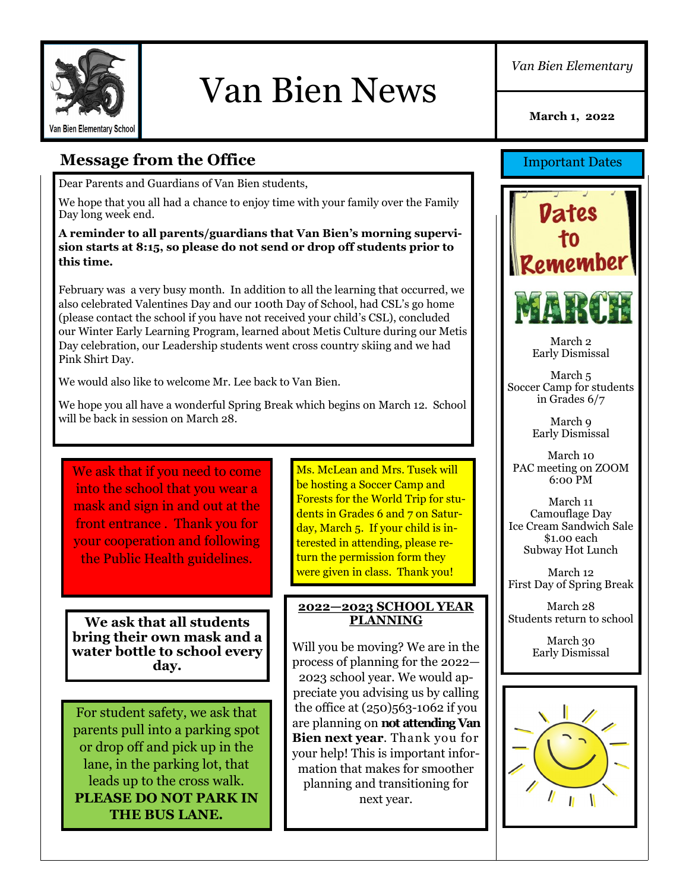# Van Bien News

*Van Bien Elementary*

**March 1, 2022**

## Message from the Office

Dear Parents and Guardians of Van Bien students,

We hope that you all had a chance to enjoy time with your family over the Family Day long week end.

**A reminder to all parents/guardians that Van Bien's morning supervision starts at 8:15, so please do not send or drop off students prior to this time.**

February was a very busy month. In addition to all the learning that occurred, we also celebrated Valentines Day and our 100th Day of School, had CSL's go home (please contact the school if you have not received your child's CSL), concluded our Winter Early Learning Program, learned about Metis Culture during our Metis Day celebration, our Leadership students went cross country skiing and we had Pink Shirt Day.

We would also like to welcome Mr. Lee back to Van Bien.

We hope you all have a wonderful Spring Break which begins on March 12. School will be back in session on March 28.

We ask that if you need to come into the school that you wear a mask and sign in and out at the front entrance . Thank you for your cooperation and following the Public Health guidelines.

**We ask that all students bring their own mask and a water bottle to school every day.**

For student safety, we ask that parents pull into a parking spot or drop off and pick up in the lane, in the parking lot, that leads up to the cross walk. **PLEASE DO NOT PARK IN THE BUS LANE.**

Ms. McLean and Mrs. Tusek will be hosting a Soccer Camp and Forests for the World Trip for students in Grades 6 and 7 on Saturday, March 5. If your child is interested in attending, please return the permission form they were given in class. Thank you!

**2022—2023 SCHOOL YEAR PLANNING**

Will you be moving? We are in the process of planning for the 2022—2023 school year. We would appreciate you advising us by calling the office at (250)563-1062 if you are planning on **not attending Van Bien next year**. Thank you for your help! This is important information that makes for smoother planning and transitioning for next year.

## Important Dates

Dates to Remember

MARCH

March 2
Early Dismissal

March 5
Soccer Camp for students in Grades 6/7

March 9
Early Dismissal

March 10
PAC meeting on ZOOM
6:00 PM

March 11
Camouflage Day
Ice Cream Sandwich Sale
$1.00 each
Subway Hot Lunch

March 12
First Day of Spring Break

March 28
Students return to school

March 30
Early Dismissal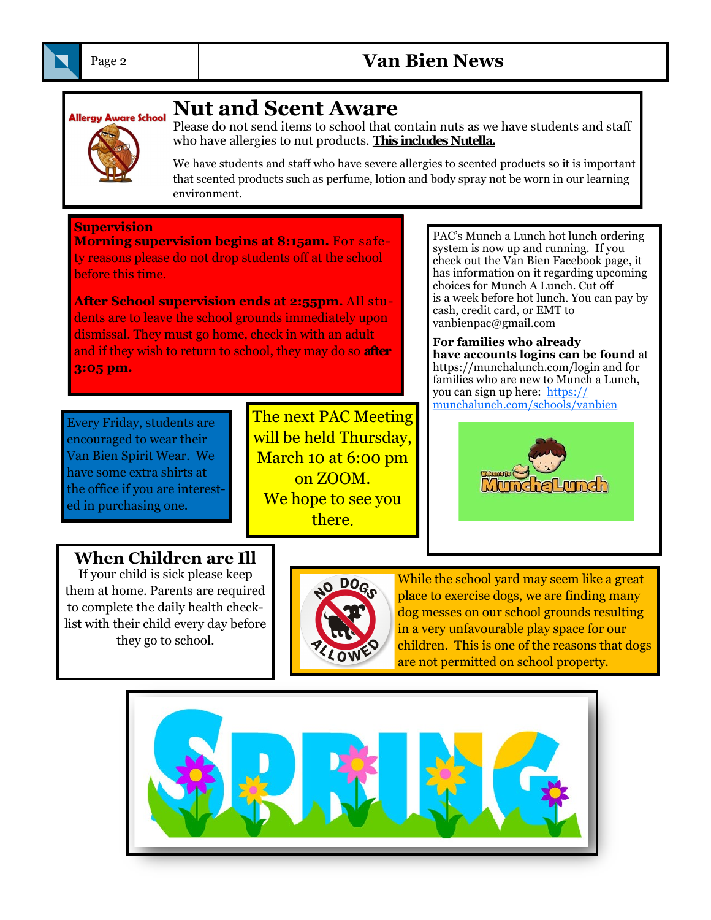## Nut and Scent Aware

Please do not send items to school that contain nuts as we have students and staff who have allergies to nut products. **This includes Nutella.**

We have students and staff who have severe allergies to scented products so it is important that scented products such as perfume, lotion and body spray not be worn in our learning environment.

**Supervision**

**Morning supervision begins at 8:15am.** For safety reasons please do not drop students off at the school before this time.

**After School supervision ends at 2:55pm.** All students are to leave the school grounds immediately upon dismissal. They must go home, check in with an adult and if they wish to return to school, they may do so **after 3:05 pm.**

PAC's Munch a Lunch hot lunch ordering system is now up and running. If you check out the Van Bien Facebook page, it has information on it regarding upcoming choices for Munch A Lunch. Cut off is a week before hot lunch. You can pay by cash, credit card, or EMT to vanbienpac@gmail.com

**For families who already have accounts logins can be found** at https://munchalunch.com/login and for families who are new to Munch a Lunch, you can sign up here: https://munchalunch.com/schools/vanbien

Every Friday, students are encouraged to wear their Van Bien Spirit Wear. We have some extra shirts at the office if you are interested in purchasing one.

The next PAC Meeting will be held Thursday, March 10 at 6:00 pm on ZOOM. We hope to see you there.

## When Children are Ill

If your child is sick please keep them at home. Parents are required to complete the daily health checklist with their child every day before they go to school.

While the school yard may seem like a great place to exercise dogs, we are finding many dog messes on our school grounds resulting in a very unfavourable play space for our children. This is one of the reasons that dogs are not permitted on school property.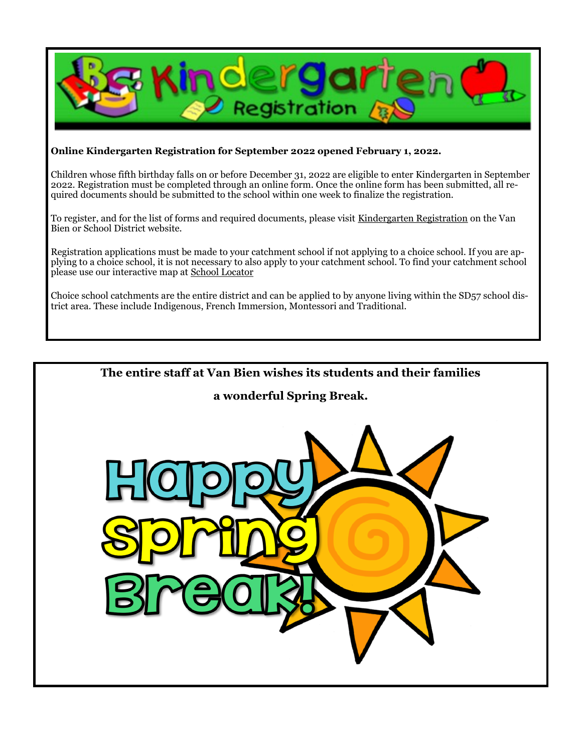# Kindergarten Registration

**Online Kindergarten Registration for September 2022 opened February 1, 2022.**

Children whose fifth birthday falls on or before December 31, 2022 are eligible to enter Kindergarten in September 2022. Registration must be completed through an online form. Once the online form has been submitted, all required documents should be submitted to the school within one week to finalize the registration.

To register, and for the list of forms and required documents, please visit Kindergarten Registration on the Van Bien or School District website.

Registration applications must be made to your catchment school if not applying to a choice school. If you are applying to a choice school, it is not necessary to also apply to your catchment school. To find your catchment school please use our interactive map at School Locator

Choice school catchments are the entire district and can be applied to by anyone living within the SD57 school district area. These include Indigenous, French Immersion, Montessori and Traditional.

**The entire staff at Van Bien wishes its students and their families**

**a wonderful Spring Break.**

Happy Spring Break!